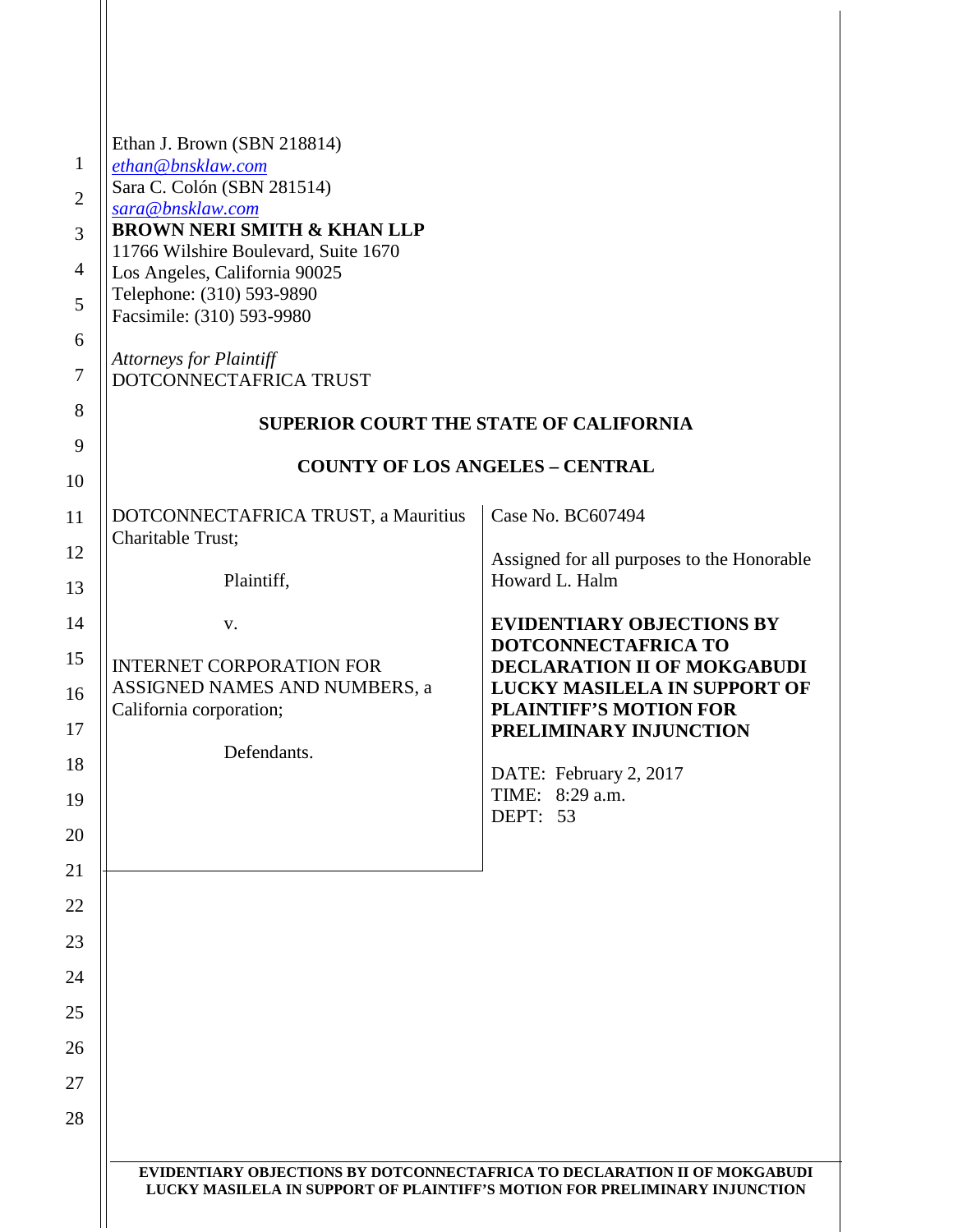Ethan J. Brown (SBN 218814)
ethan@bnsklaw.com
Sara C. Colón (SBN 281514)
sara@bnsklaw.com
**BROWN NERI SMITH & KHAN LLP**
11766 Wilshire Boulevard, Suite 1670
Los Angeles, California 90025
Telephone: (310) 593-9890
Facsimile: (310) 593-9980

*Attorneys for Plaintiff*
DOTCONNECTAFRICA TRUST

**SUPERIOR COURT THE STATE OF CALIFORNIA**

**COUNTY OF LOS ANGELES – CENTRAL**

| | |
|---|---|
| DOTCONNECTAFRICA TRUST, a Mauritius Charitable Trust;<br><br>Plaintiff,<br><br>v.<br><br>INTERNET CORPORATION FOR ASSIGNED NAMES AND NUMBERS, a California corporation;<br><br>Defendants. | Case No. BC607494<br><br>Assigned for all purposes to the Honorable Howard L. Halm<br><br>**EVIDENTIARY OBJECTIONS BY DOTCONNECTAFRICA TO DECLARATION II OF MOKGABUDI LUCKY MASILELA IN SUPPORT OF PLAINTIFF'S MOTION FOR PRELIMINARY INJUNCTION**<br><br>DATE: February 2, 2017<br>TIME: 8:29 a.m.<br>DEPT: 53 |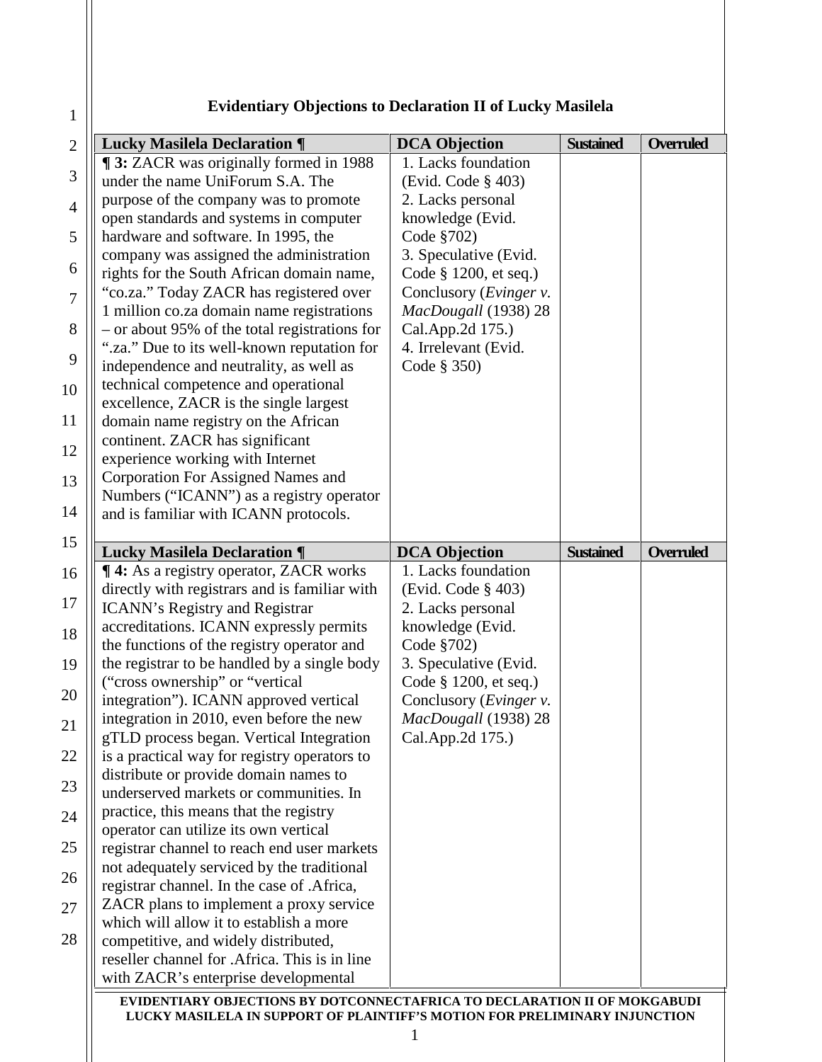## Evidentiary Objections to Declaration II of Lucky Masilela

| Lucky Masilela Declaration ¶ | DCA Objection | Sustained | Overruled |
|---|---|---|---|
| **¶ 3:** ZACR was originally formed in 1988 under the name UniForum S.A. The purpose of the company was to promote open standards and systems in computer hardware and software. In 1995, the company was assigned the administration rights for the South African domain name, "co.za." Today ZACR has registered over 1 million co.za domain name registrations – or about 95% of the total registrations for ".za." Due to its well-known reputation for independence and neutrality, as well as technical competence and operational excellence, ZACR is the single largest domain name registry on the African continent. ZACR has significant experience working with Internet Corporation For Assigned Names and Numbers ("ICANN") as a registry operator and is familiar with ICANN protocols. | 1. Lacks foundation (Evid. Code § 403) 2. Lacks personal knowledge (Evid. Code §702) 3. Speculative (Evid. Code § 1200, et seq.) Conclusory (*Evinger v. MacDougall* (1938) 28 Cal.App.2d 175.) 4. Irrelevant (Evid. Code § 350) | | |

| Lucky Masilela Declaration ¶ | DCA Objection | Sustained | Overruled |
|---|---|---|---|
| **¶ 4:** As a registry operator, ZACR works directly with registrars and is familiar with ICANN's Registry and Registrar accreditations. ICANN expressly permits the functions of the registry operator and the registrar to be handled by a single body ("cross ownership" or "vertical integration"). ICANN approved vertical integration in 2010, even before the new gTLD process began. Vertical Integration is a practical way for registry operators to distribute or provide domain names to underserved markets or communities. In practice, this means that the registry operator can utilize its own vertical registrar channel to reach end user markets not adequately serviced by the traditional registrar channel. In the case of .Africa, ZACR plans to implement a proxy service which will allow it to establish a more competitive, and widely distributed, reseller channel for .Africa. This is in line with ZACR's enterprise developmental | 1. Lacks foundation (Evid. Code § 403) 2. Lacks personal knowledge (Evid. Code §702) 3. Speculative (Evid. Code § 1200, et seq.) Conclusory (*Evinger v. MacDougall* (1938) 28 Cal.App.2d 175.) | | |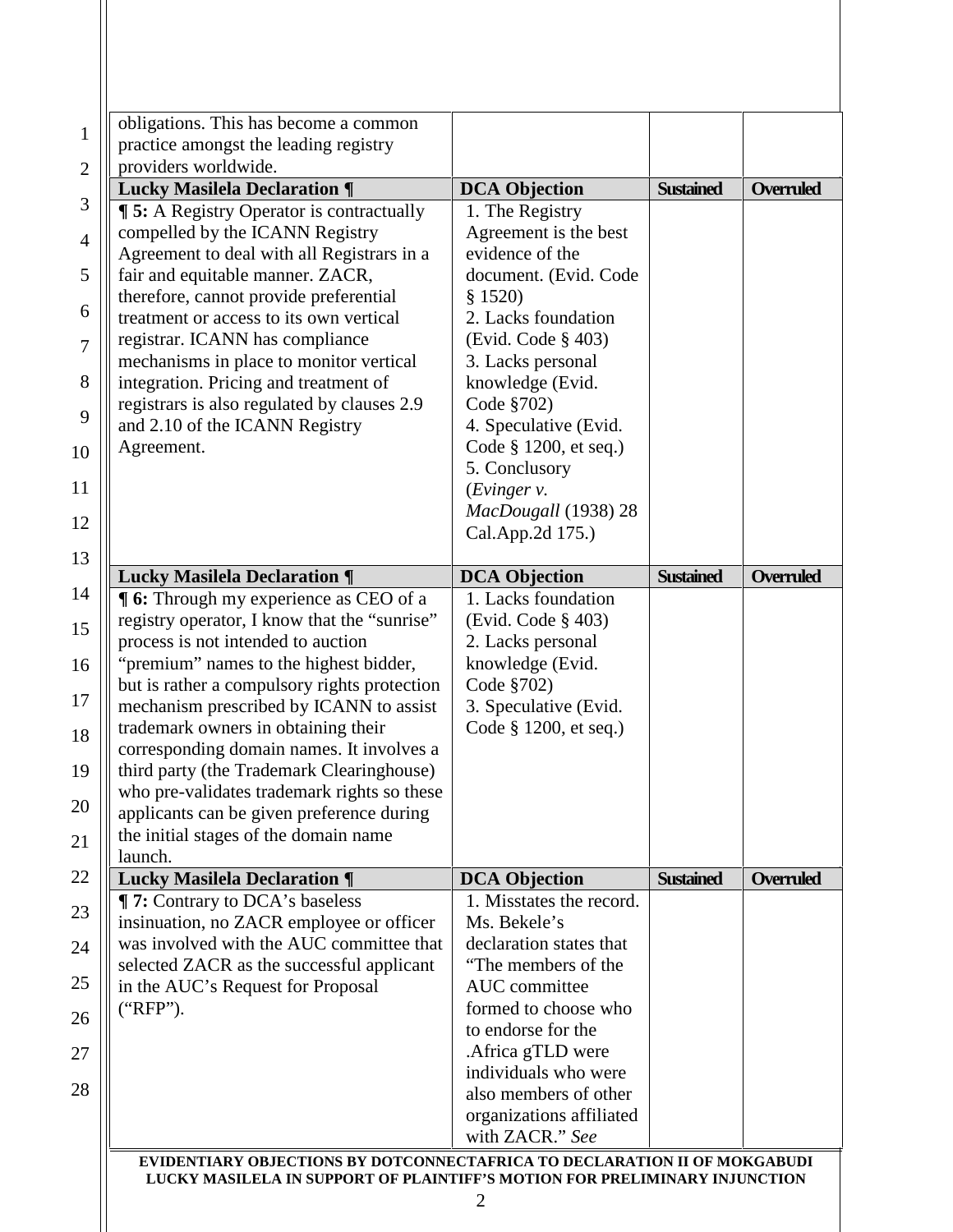| | | | |
|---|---|---|---|
| obligations. This has become a common practice amongst the leading registry providers worldwide. | | | |
| **Lucky Masilela Declaration ¶** | **DCA Objection** | **Sustained** | **Overruled** |
| **¶ 5:** A Registry Operator is contractually compelled by the ICANN Registry Agreement to deal with all Registrars in a fair and equitable manner. ZACR, therefore, cannot provide preferential treatment or access to its own vertical registrar. ICANN has compliance mechanisms in place to monitor vertical integration. Pricing and treatment of registrars is also regulated by clauses 2.9 and 2.10 of the ICANN Registry Agreement. | 1. The Registry Agreement is the best evidence of the document. (Evid. Code § 1520)<br>2. Lacks foundation (Evid. Code § 403)<br>3. Lacks personal knowledge (Evid. Code §702)<br>4. Speculative (Evid. Code § 1200, et seq.)<br>5. Conclusory (*Evinger v. MacDougall* (1938) 28 Cal.App.2d 175.) | | |
| **Lucky Masilela Declaration ¶** | **DCA Objection** | **Sustained** | **Overruled** |
| **¶ 6:** Through my experience as CEO of a registry operator, I know that the "sunrise" process is not intended to auction "premium" names to the highest bidder, but is rather a compulsory rights protection mechanism prescribed by ICANN to assist trademark owners in obtaining their corresponding domain names. It involves a third party (the Trademark Clearinghouse) who pre-validates trademark rights so these applicants can be given preference during the initial stages of the domain name launch. | 1. Lacks foundation (Evid. Code § 403)<br>2. Lacks personal knowledge (Evid. Code §702)<br>3. Speculative (Evid. Code § 1200, et seq.) | | |
| **Lucky Masilela Declaration ¶** | **DCA Objection** | **Sustained** | **Overruled** |
| **¶ 7:** Contrary to DCA's baseless insinuation, no ZACR employee or officer was involved with the AUC committee that selected ZACR as the successful applicant in the AUC's Request for Proposal ("RFP"). | 1. Misstates the record. Ms. Bekele's declaration states that "The members of the AUC committee formed to choose who to endorse for the .Africa gTLD were individuals who were also members of other organizations affiliated with ZACR." *See* | | |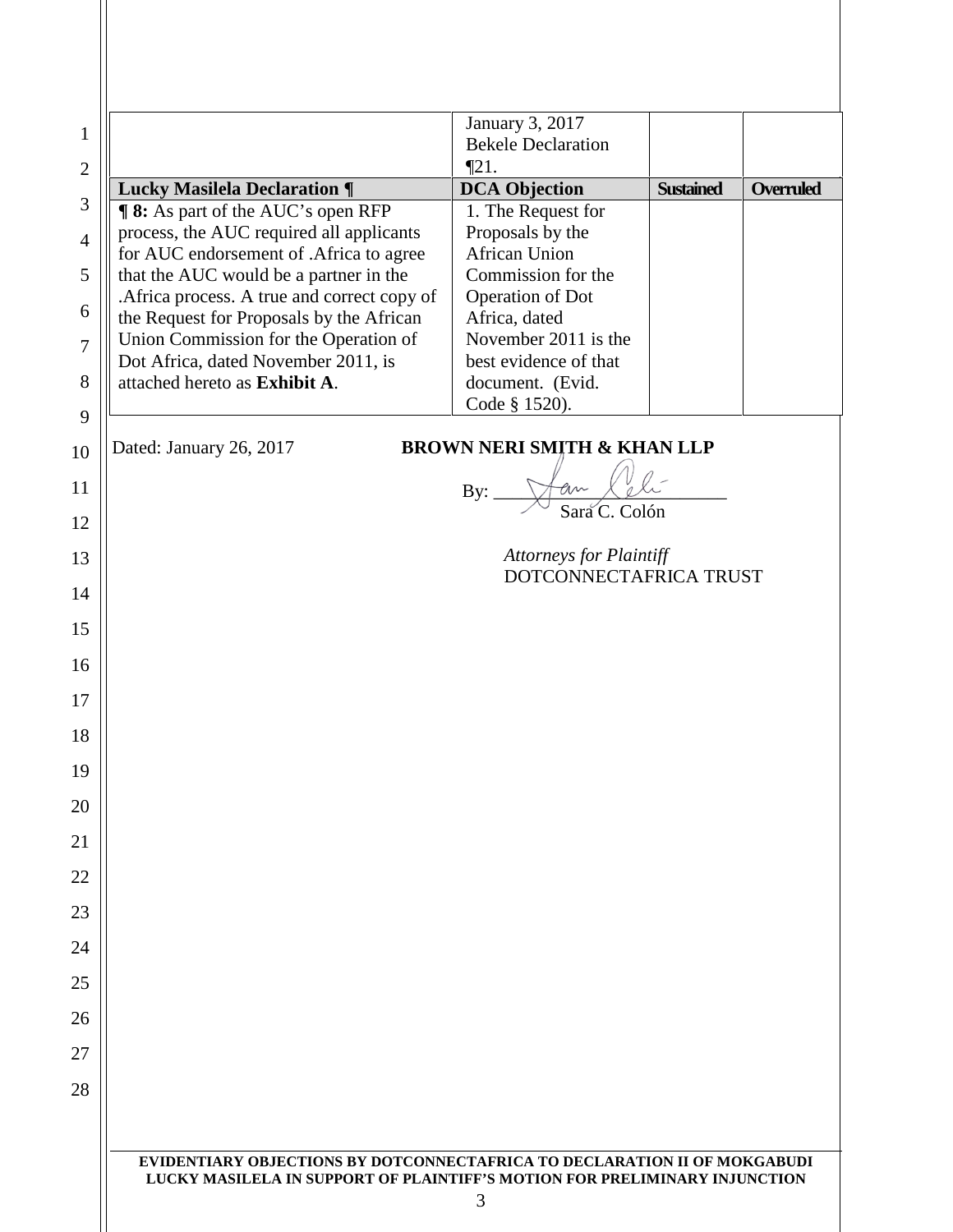| | | | |
|---|---|---|---|
| | January 3, 2017 Bekele Declaration ¶21. | | |
| **Lucky Masilela Declaration ¶** | **DCA Objection** | **Sustained** | **Overruled** |
| **¶ 8:** As part of the AUC's open RFP process, the AUC required all applicants for AUC endorsement of .Africa to agree that the AUC would be a partner in the .Africa process. A true and correct copy of the Request for Proposals by the African Union Commission for the Operation of Dot Africa, dated November 2011, is attached hereto as **Exhibit A**. | 1. The Request for Proposals by the African Union Commission for the Operation of Dot Africa, dated November 2011 is the best evidence of that document. (Evid. Code § 1520). | | |

Dated: January 26, 2017

**BROWN NERI SMITH & KHAN LLP**

By: ___________________________
Sara C. Colón

*Attorneys for Plaintiff*
DOTCONNECTAFRICA TRUST

**EVIDENTIARY OBJECTIONS BY DOTCONNECTAFRICA TO DECLARATION II OF MOKGABUDI LUCKY MASILELA IN SUPPORT OF PLAINTIFF'S MOTION FOR PRELIMINARY INJUNCTION**